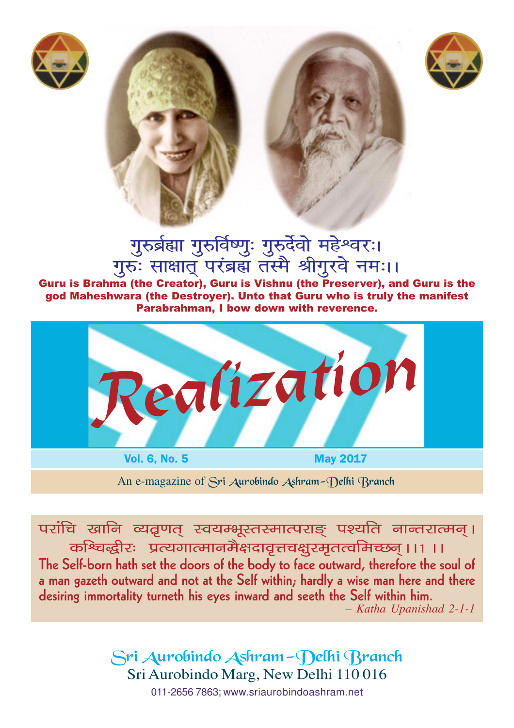गुरुर्ब्रह्मा गुरुर्विष्णुः गुरुर्देवो महेश्वरः।
गुरुः साक्षात् परंब्रह्म तस्मै श्रीगुरवे नमः।।

**Guru is Brahma (the Creator), Guru is Vishnu (the Preserver), and Guru is the god Maheshwara (the Destroyer). Unto that Guru who is truly the manifest Parabrahman, I bow down with reverence.**

# Realization

**Vol. 6, No. 5** **May 2017**

An e-magazine of Sri Aurobindo Ashram–Delhi Branch

परांचि खानि व्यतृणत् स्वयम्भूस्तस्मात्पराङ् पश्यति नान्तरात्मन्।
कश्चिद्धीरः प्रत्यगात्मानमैक्षदावृत्तचक्षुरमृतत्वमिच्छन्।।1।।

**The Self-born hath set the doors of the body to face outward, therefore the soul of a man gazeth outward and not at the Self within; hardly a wise man here and there desiring immortality turneth his eyes inward and seeth the Self within him.**

*– Katha Upanishad 2-1-1*

## Sri Aurobindo Ashram–Delhi Branch

Sri Aurobindo Marg, New Delhi 110 016

011-2656 7863; www.sriaurobindoashram.net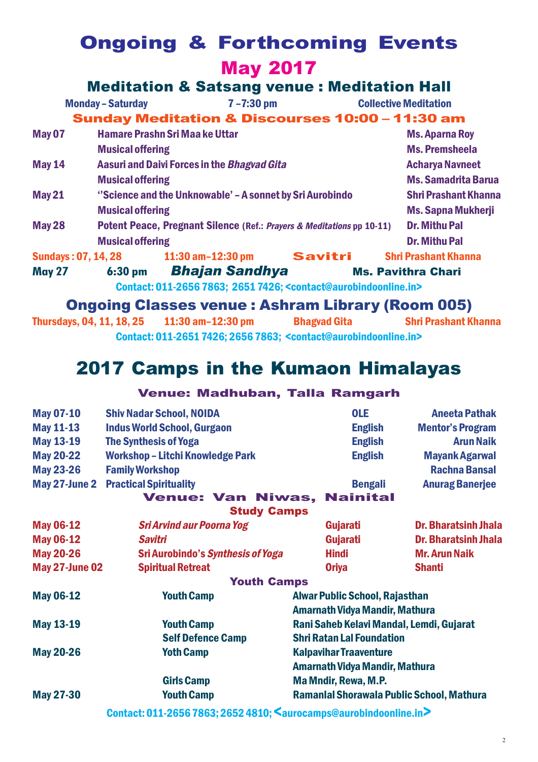# Ongoing & Forthcoming Events

## May 2017

### Meditation & Satsang venue : Meditation Hall

**Monday – Saturday** | **7 –7:30 pm** | **Collective Meditation**

### Sunday Meditation & Discourses 10:00 – 11:30 am

| | | |
|---|---|---|
| **May 07** | **Hamare Prashn Sri Maa ke Uttar** | **Ms. Aparna Roy** |
| | **Musical offering** | **Ms. Premsheela** |
| **May 14** | **Aasuri and Daivi Forces in the *Bhagvad Gita*** | **Acharya Navneet** |
| | **Musical offering** | **Ms. Samadrita Barua** |
| **May 21** | **''Science and the Unknowable' – A sonnet by Sri Aurobindo** | **Shri Prashant Khanna** |
| | **Musical offering** | **Ms. Sapna Mukherji** |
| **May 28** | **Potent Peace, Pregnant Silence (Ref.: *Prayers & Meditations* pp 10-11)** | **Dr. Mithu Pal** |
| | **Musical offering** | **Dr. Mithu Pal** |

**Sundays : 07, 14, 28** | **11:30 am–12:30 pm** | **Savitri** | **Shri Prashant Khanna**

**May 27** | **6:30 pm** | ***Bhajan Sandhya*** | **Ms. Pavithra Chari**

**Contact: 011-2656 7863; 2651 7426; <contact@aurobindoonline.in>**

### Ongoing Classes venue : Ashram Library (Room 005)

**Thursdays, 04, 11, 18, 25** | **11:30 am–12:30 pm** | **Bhagvad Gita** | **Shri Prashant Khanna**

**Contact: 011-2651 7426; 2656 7863; <contact@aurobindoonline.in>**

# 2017 Camps in the Kumaon Himalayas

### Venue: Madhuban, Talla Ramgarh

| | | | |
|---|---|---|---|
| **May 07-10** | **Shiv Nadar School, NOIDA** | **OLE** | **Aneeta Pathak** |
| **May 11-13** | **Indus World School, Gurgaon** | **English** | **Mentor's Program** |
| **May 13-19** | **The Synthesis of Yoga** | **English** | **Arun Naik** |
| **May 20-22** | **Workshop – Litchi Knowledge Park** | **English** | **Mayank Agarwal** |
| **May 23-26** | **Family Workshop** | | **Rachna Bansal** |
| **May 27-June 2** | **Practical Spirituality** | **Bengali** | **Anurag Banerjee** |

### Venue: Van Niwas, Nainital

#### Study Camps

| | | | |
|---|---|---|---|
| **May 06-12** | ***Sri Arvind aur Poorna Yog*** | **Gujarati** | **Dr. Bharatsinh Jhala** |
| **May 06-12** | ***Savitri*** | **Gujarati** | **Dr. Bharatsinh Jhala** |
| **May 20-26** | **Sri Aurobindo's *Synthesis of Yoga*** | **Hindi** | **Mr. Arun Naik** |
| **May 27-June 02** | **Spiritual Retreat** | **Oriya** | **Shanti** |

#### Youth Camps

| | | |
|---|---|---|
| **May 06-12** | **Youth Camp** | **Alwar Public School, Rajasthan** |
| | | **Amarnath Vidya Mandir, Mathura** |
| **May 13-19** | **Youth Camp** | **Rani Saheb Kelavi Mandal, Lemdi, Gujarat** |
| | **Self Defence Camp** | **Shri Ratan Lal Foundation** |
| **May 20-26** | **Yoth Camp** | **Kalpavihar Traaventure** |
| | | **Amarnath Vidya Mandir, Mathura** |
| | **Girls Camp** | **Ma Mndir, Rewa, M.P.** |
| **May 27-30** | **Youth Camp** | **Ramanlal Shorawala Public School, Mathura** |

**Contact: 011-2656 7863; 2652 4810; <aurocamps@aurobindoonline.in>**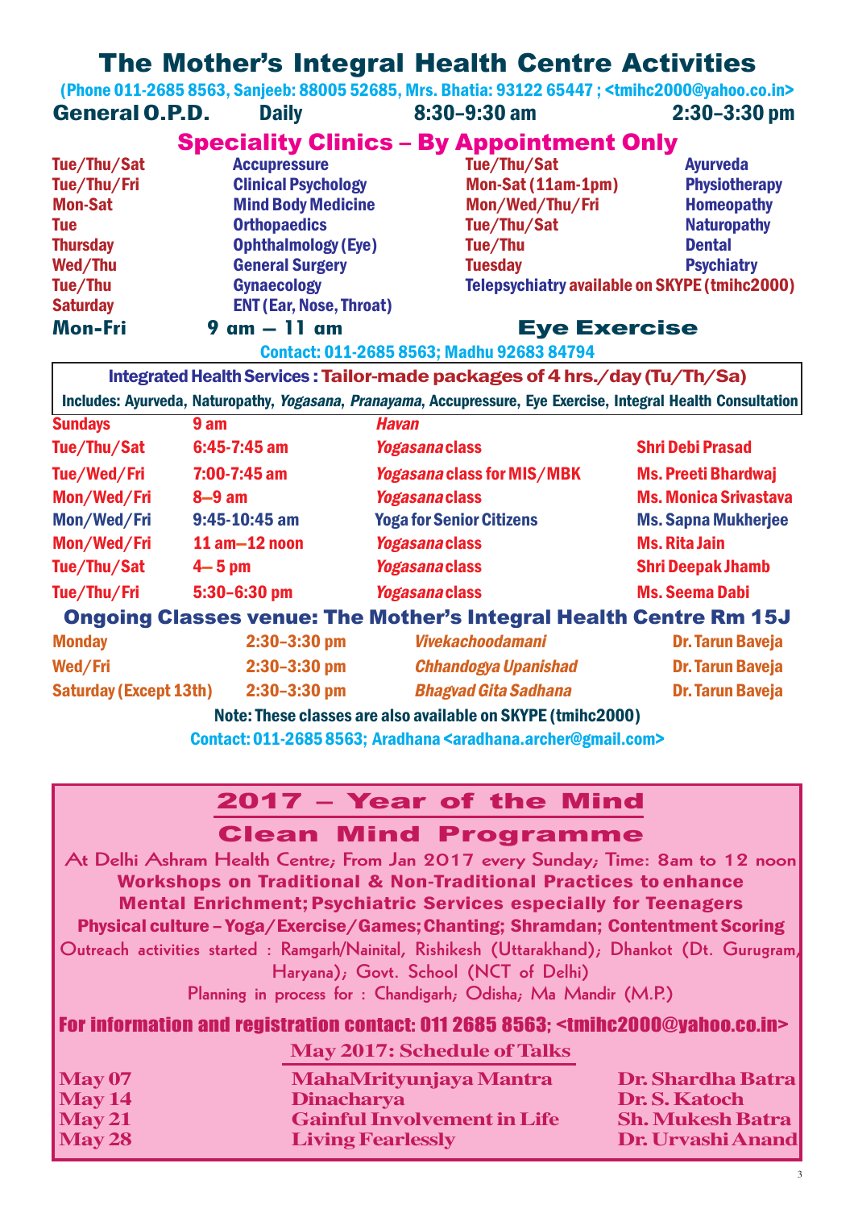# The Mother's Integral Health Centre Activities

(Phone 011-2685 8563, Sanjeeb: 88005 52685, Mrs. Bhatia: 93122 65447 ; <tmihc2000@yahoo.co.in>

**General O.P.D.** Daily 8:30–9:30 am 2:30–3:30 pm

## Speciality Clinics – By Appointment Only

| | | | |
|---|---|---|---|
| Tue/Thu/Sat | Accupressure | Tue/Thu/Sat | Ayurveda |
| Tue/Thu/Fri | Clinical Psychology | Mon-Sat (11am-1pm) | Physiotherapy |
| Mon-Sat | Mind Body Medicine | Mon/Wed/Thu/Fri | Homeopathy |
| Tue | Orthopaedics | Tue/Thu/Sat | Naturopathy |
| Thursday | Ophthalmology (Eye) | Tue/Thu | Dental |
| Wed/Thu | General Surgery | Tuesday | Psychiatry |
| Tue/Thu | Gynaecology | Telepsychiatry available on SKYPE (tmihc2000) | |
| Saturday | ENT (Ear, Nose, Throat) | | |

**Mon-Fri** 9 am – 11 am **Eye Exercise**

Contact: 011-2685 8563; Madhu 92683 84794

**Integrated Health Services : Tailor-made packages of 4 hrs./day (Tu/Th/Sa)**

Includes: Ayurveda, Naturopathy, *Yogasana*, *Pranayama*, Accupressure, Eye Exercise, Integral Health Consultation

| | | | |
|---|---|---|---|
| Sundays | 9 am | *Havan* | |
| Tue/Thu/Sat | 6:45-7:45 am | *Yogasana* class | Shri Debi Prasad |
| Tue/Wed/Fri | 7:00-7:45 am | *Yogasana* class for MIS/MBK | Ms. Preeti Bhardwaj |
| Mon/Wed/Fri | 8–9 am | *Yogasana* class | Ms. Monica Srivastava |
| Mon/Wed/Fri | 9:45-10:45 am | Yoga for Senior Citizens | Ms. Sapna Mukherjee |
| Mon/Wed/Fri | 11 am–12 noon | *Yogasana* class | Ms. Rita Jain |
| Tue/Thu/Sat | 4– 5 pm | *Yogasana* class | Shri Deepak Jhamb |
| Tue/Thu/Fri | 5:30–6:30 pm | *Yogasana* class | Ms. Seema Dabi |

## Ongoing Classes venue: The Mother's Integral Health Centre Rm 15J

| | | | |
|---|---|---|---|
| Monday | 2:30–3:30 pm | *Vivekachoodamani* | Dr. Tarun Baveja |
| Wed/Fri | 2:30–3:30 pm | *Chhandogya Upanishad* | Dr. Tarun Baveja |
| Saturday (Except 13th) | 2:30–3:30 pm | *Bhagvad Gita Sadhana* | Dr. Tarun Baveja |

Note: These classes are also available on SKYPE (tmihc2000)

Contact: 011-2685 8563; Aradhana <aradhana.archer@gmail.com>

## 2017 – Year of the Mind

## Clean Mind Programme

At Delhi Ashram Health Centre; From Jan 2017 every Sunday; Time: 8am to 12 noon

**Workshops on Traditional & Non-Traditional Practices to enhance Mental Enrichment; Psychiatric Services especially for Teenagers**

**Physical culture – Yoga/Exercise/Games; Chanting; Shramdan; Contentment Scoring**

Outreach activities started : Ramgarh/Nainital, Rishikesh (Uttarakhand); Dhankot (Dt. Gurugram, Haryana); Govt. School (NCT of Delhi)

Planning in process for : Chandigarh; Odisha; Ma Mandir (M.P.)

**For information and registration contact: 011 2685 8563; <tmihc2000@yahoo.co.in>**

### May 2017: Schedule of Talks

| | | |
|---|---|---|
| May 07 | MahaMrityunjaya Mantra | Dr. Shardha Batra |
| May 14 | Dinacharya | Dr. S. Katoch |
| May 21 | Gainful Involvement in Life | Sh. Mukesh Batra |
| May 28 | Living Fearlessly | Dr. Urvashi Anand |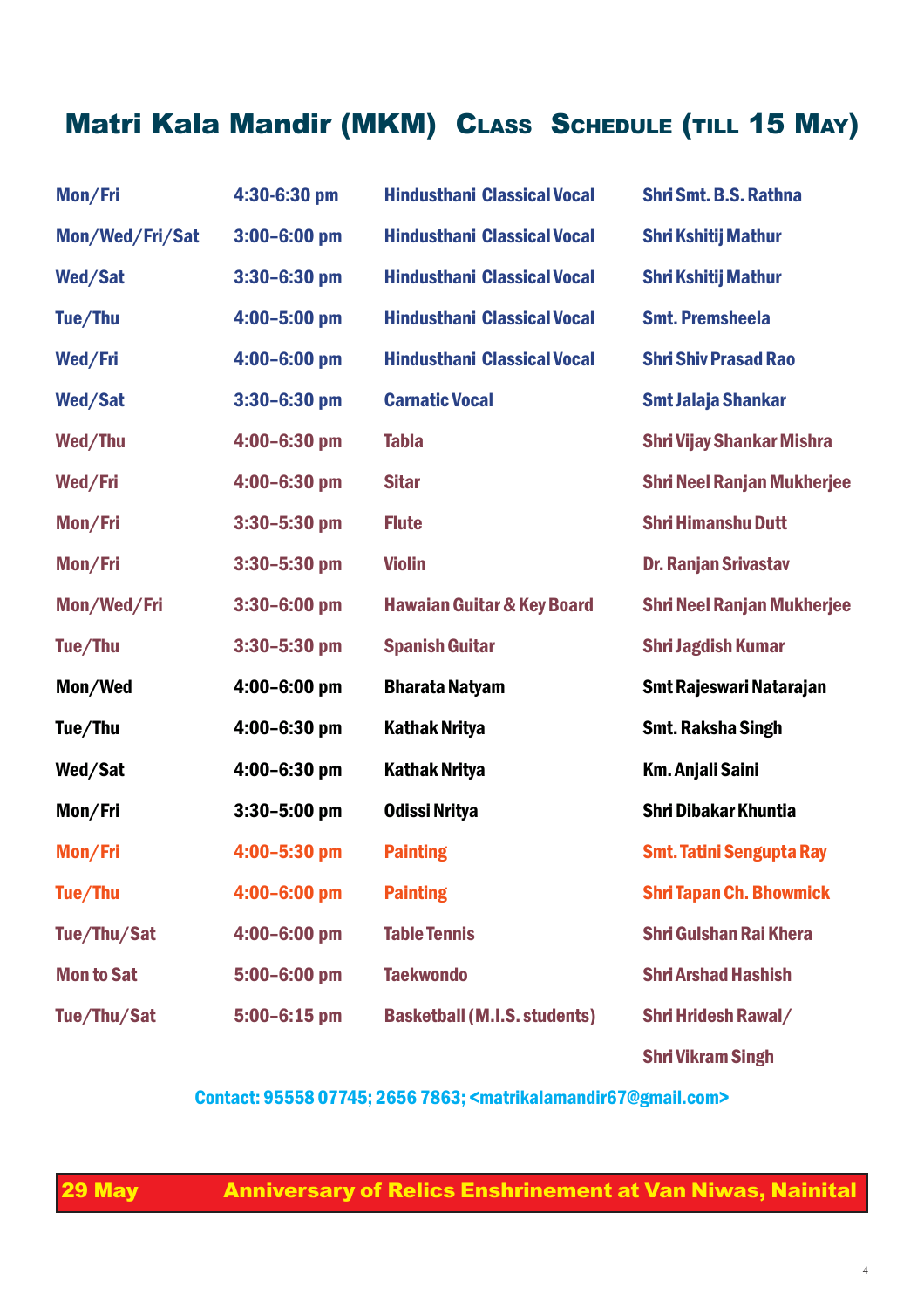# Matri Kala Mandir (MKM) Class Schedule (till 15 May)

| | | | |
|---|---|---|---|
| Mon/Fri | 4:30-6:30 pm | Hindusthani Classical Vocal | Shri Smt. B.S. Rathna |
| Mon/Wed/Fri/Sat | 3:00–6:00 pm | Hindusthani Classical Vocal | Shri Kshitij Mathur |
| Wed/Sat | 3:30–6:30 pm | Hindusthani Classical Vocal | Shri Kshitij Mathur |
| Tue/Thu | 4:00–5:00 pm | Hindusthani Classical Vocal | Smt. Premsheela |
| Wed/Fri | 4:00–6:00 pm | Hindusthani Classical Vocal | Shri Shiv Prasad Rao |
| Wed/Sat | 3:30–6:30 pm | Carnatic Vocal | Smt Jalaja Shankar |
| Wed/Thu | 4:00–6:30 pm | Tabla | Shri Vijay Shankar Mishra |
| Wed/Fri | 4:00–6:30 pm | Sitar | Shri Neel Ranjan Mukherjee |
| Mon/Fri | 3:30–5:30 pm | Flute | Shri Himanshu Dutt |
| Mon/Fri | 3:30–5:30 pm | Violin | Dr. Ranjan Srivastav |
| Mon/Wed/Fri | 3:30–6:00 pm | Hawaian Guitar & Key Board | Shri Neel Ranjan Mukherjee |
| Tue/Thu | 3:30–5:30 pm | Spanish Guitar | Shri Jagdish Kumar |
| Mon/Wed | 4:00–6:00 pm | Bharata Natyam | Smt Rajeswari Natarajan |
| Tue/Thu | 4:00–6:30 pm | Kathak Nritya | Smt. Raksha Singh |
| Wed/Sat | 4:00–6:30 pm | Kathak Nritya | Km. Anjali Saini |
| Mon/Fri | 3:30–5:00 pm | Odissi Nritya | Shri Dibakar Khuntia |
| Mon/Fri | 4:00–5:30 pm | Painting | Smt. Tatini Sengupta Ray |
| Tue/Thu | 4:00–6:00 pm | Painting | Shri Tapan Ch. Bhowmick |
| Tue/Thu/Sat | 4:00–6:00 pm | Table Tennis | Shri Gulshan Rai Khera |
| Mon to Sat | 5:00–6:00 pm | Taekwondo | Shri Arshad Hashish |
| Tue/Thu/Sat | 5:00–6:15 pm | Basketball (M.I.S. students) | Shri Hridesh Rawal/ Shri Vikram Singh |

Contact: 95558 07745; 2656 7863; <matrikalamandir67@gmail.com>

**29 May** Anniversary of Relics Enshrinement at Van Niwas, Nainital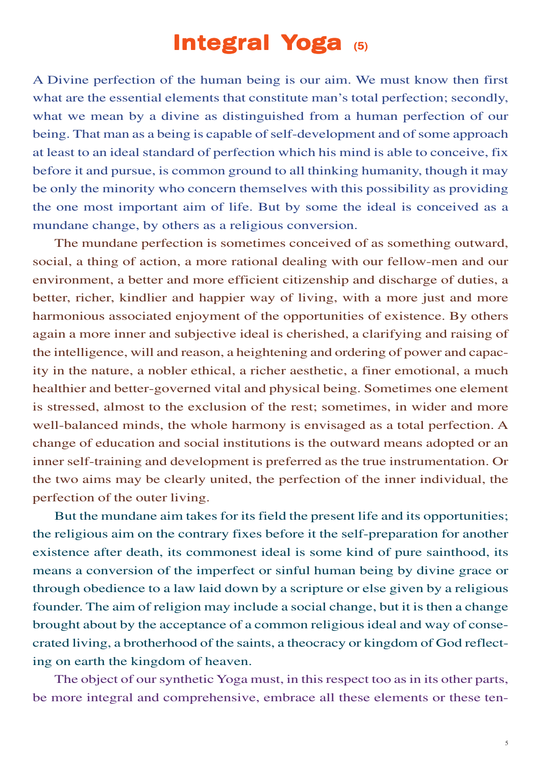# Integral Yoga (5)

A Divine perfection of the human being is our aim. We must know then first what are the essential elements that constitute man's total perfection; secondly, what we mean by a divine as distinguished from a human perfection of our being. That man as a being is capable of self-development and of some approach at least to an ideal standard of perfection which his mind is able to conceive, fix before it and pursue, is common ground to all thinking humanity, though it may be only the minority who concern themselves with this possibility as providing the one most important aim of life. But by some the ideal is conceived as a mundane change, by others as a religious conversion.

The mundane perfection is sometimes conceived of as something outward, social, a thing of action, a more rational dealing with our fellow-men and our environment, a better and more efficient citizenship and discharge of duties, a better, richer, kindlier and happier way of living, with a more just and more harmonious associated enjoyment of the opportunities of existence. By others again a more inner and subjective ideal is cherished, a clarifying and raising of the intelligence, will and reason, a heightening and ordering of power and capacity in the nature, a nobler ethical, a richer aesthetic, a finer emotional, a much healthier and better-governed vital and physical being. Sometimes one element is stressed, almost to the exclusion of the rest; sometimes, in wider and more well-balanced minds, the whole harmony is envisaged as a total perfection. A change of education and social institutions is the outward means adopted or an inner self-training and development is preferred as the true instrumentation. Or the two aims may be clearly united, the perfection of the inner individual, the perfection of the outer living.

But the mundane aim takes for its field the present life and its opportunities; the religious aim on the contrary fixes before it the self-preparation for another existence after death, its commonest ideal is some kind of pure sainthood, its means a conversion of the imperfect or sinful human being by divine grace or through obedience to a law laid down by a scripture or else given by a religious founder. The aim of religion may include a social change, but it is then a change brought about by the acceptance of a common religious ideal and way of consecrated living, a brotherhood of the saints, a theocracy or kingdom of God reflecting on earth the kingdom of heaven.

The object of our synthetic Yoga must, in this respect too as in its other parts, be more integral and comprehensive, embrace all these elements or these ten-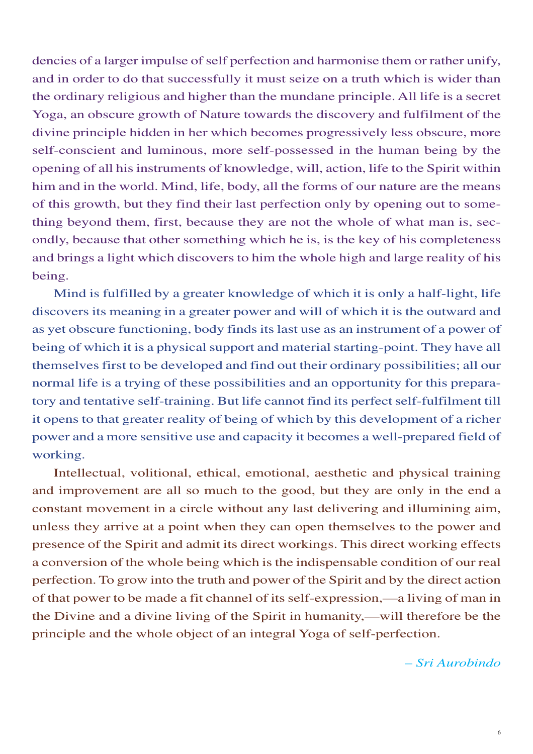dencies of a larger impulse of self perfection and harmonise them or rather unify, and in order to do that successfully it must seize on a truth which is wider than the ordinary religious and higher than the mundane principle. All life is a secret Yoga, an obscure growth of Nature towards the discovery and fulfilment of the divine principle hidden in her which becomes progressively less obscure, more self-conscient and luminous, more self-possessed in the human being by the opening of all his instruments of knowledge, will, action, life to the Spirit within him and in the world. Mind, life, body, all the forms of our nature are the means of this growth, but they find their last perfection only by opening out to something beyond them, first, because they are not the whole of what man is, secondly, because that other something which he is, is the key of his completeness and brings a light which discovers to him the whole high and large reality of his being.

Mind is fulfilled by a greater knowledge of which it is only a half-light, life discovers its meaning in a greater power and will of which it is the outward and as yet obscure functioning, body finds its last use as an instrument of a power of being of which it is a physical support and material starting-point. They have all themselves first to be developed and find out their ordinary possibilities; all our normal life is a trying of these possibilities and an opportunity for this preparatory and tentative self-training. But life cannot find its perfect self-fulfilment till it opens to that greater reality of being of which by this development of a richer power and a more sensitive use and capacity it becomes a well-prepared field of working.

Intellectual, volitional, ethical, emotional, aesthetic and physical training and improvement are all so much to the good, but they are only in the end a constant movement in a circle without any last delivering and illumining aim, unless they arrive at a point when they can open themselves to the power and presence of the Spirit and admit its direct workings. This direct working effects a conversion of the whole being which is the indispensable condition of our real perfection. To grow into the truth and power of the Spirit and by the direct action of that power to be made a fit channel of its self-expression,—a living of man in the Divine and a divine living of the Spirit in humanity,—will therefore be the principle and the whole object of an integral Yoga of self-perfection.

*– Sri Aurobindo*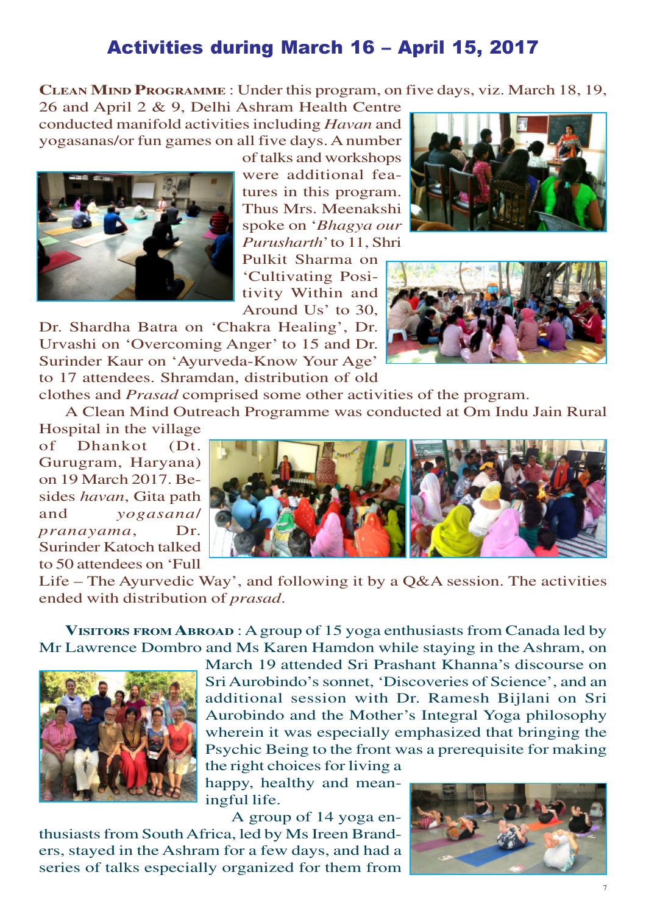# Activities during March 16 – April 15, 2017

**Clean Mind Programme** : Under this program, on five days, viz. March 18, 19, 26 and April 2 & 9, Delhi Ashram Health Centre conducted manifold activities including *Havan* and yogasanas/or fun games on all five days. A number of talks and workshops were additional features in this program. Thus Mrs. Meenakshi spoke on '*Bhagya our Purusharth*' to 11, Shri Pulkit Sharma on 'Cultivating Positivity Within and Around Us' to 30, Dr. Shardha Batra on 'Chakra Healing', Dr. Urvashi on 'Overcoming Anger' to 15 and Dr. Surinder Kaur on 'Ayurveda-Know Your Age' to 17 attendees. Shramdan, distribution of old clothes and *Prasad* comprised some other activities of the program.

A Clean Mind Outreach Programme was conducted at Om Indu Jain Rural Hospital in the village of Dhankot (Dt. Gurugram, Haryana) on 19 March 2017. Besides *havan*, Gita path and *yogasana/pranayama*, Dr. Surinder Katoch talked to 50 attendees on 'Full Life – The Ayurvedic Way', and following it by a Q&A session. The activities ended with distribution of *prasad*.

**Visitors from Abroad** : A group of 15 yoga enthusiasts from Canada led by Mr Lawrence Dombro and Ms Karen Hamdon while staying in the Ashram, on March 19 attended Sri Prashant Khanna's discourse on Sri Aurobindo's sonnet, 'Discoveries of Science', and an additional session with Dr. Ramesh Bijlani on Sri Aurobindo and the Mother's Integral Yoga philosophy wherein it was especially emphasized that bringing the Psychic Being to the front was a prerequisite for making the right choices for living a happy, healthy and meaningful life.

A group of 14 yoga enthusiasts from South Africa, led by Ms Ireen Branders, stayed in the Ashram for a few days, and had a series of talks especially organized for them from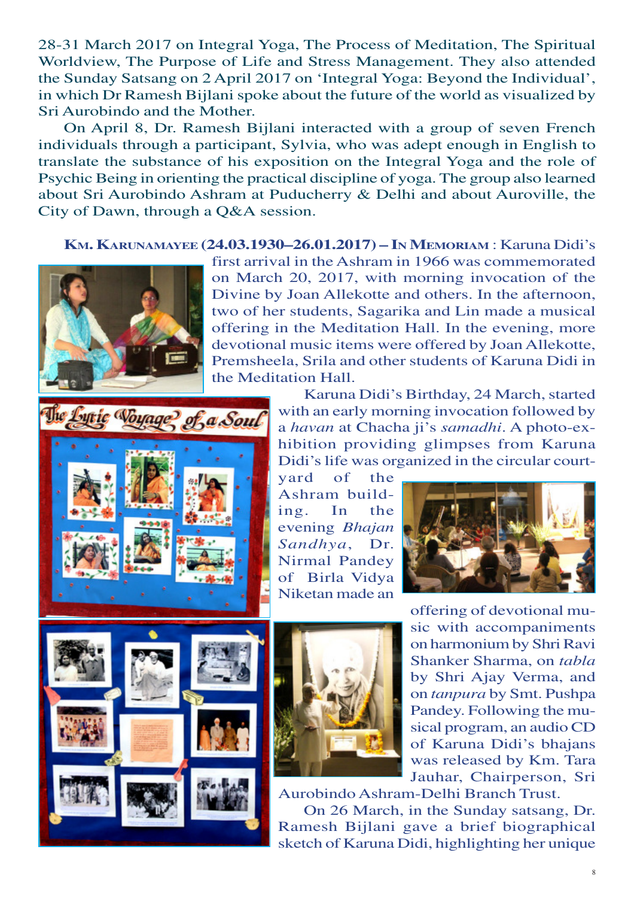28-31 March 2017 on Integral Yoga, The Process of Meditation, The Spiritual Worldview, The Purpose of Life and Stress Management. They also attended the Sunday Satsang on 2 April 2017 on 'Integral Yoga: Beyond the Individual', in which Dr Ramesh Bijlani spoke about the future of the world as visualized by Sri Aurobindo and the Mother.

On April 8, Dr. Ramesh Bijlani interacted with a group of seven French individuals through a participant, Sylvia, who was adept enough in English to translate the substance of his exposition on the Integral Yoga and the role of Psychic Being in orienting the practical discipline of yoga. The group also learned about Sri Aurobindo Ashram at Puducherry & Delhi and about Auroville, the City of Dawn, through a Q&A session.

**KM. KARUNAMAYEE (24.03.1930–26.01.2017) – IN MEMORIAM** : Karuna Didi's first arrival in the Ashram in 1966 was commemorated on March 20, 2017, with morning invocation of the Divine by Joan Allekotte and others. In the afternoon, two of her students, Sagarika and Lin made a musical offering in the Meditation Hall. In the evening, more devotional music items were offered by Joan Allekotte, Premsheela, Srila and other students of Karuna Didi in the Meditation Hall.

Karuna Didi's Birthday, 24 March, started with an early morning invocation followed by a *havan* at Chacha ji's *samadhi*. A photo-exhibition providing glimpses from Karuna Didi's life was organized in the circular courtyard of the Ashram building. In the evening *Bhajan Sandhya*, Dr. Nirmal Pandey of Birla Vidya Niketan made an offering of devotional music with accompaniments on harmonium by Shri Ravi Shanker Sharma, on *tabla* by Shri Ajay Verma, and on *tanpura* by Smt. Pushpa Pandey. Following the musical program, an audio CD of Karuna Didi's bhajans was released by Km. Tara Jauhar, Chairperson, Sri Aurobindo Ashram-Delhi Branch Trust.

On 26 March, in the Sunday satsang, Dr. Ramesh Bijlani gave a brief biographical sketch of Karuna Didi, highlighting her unique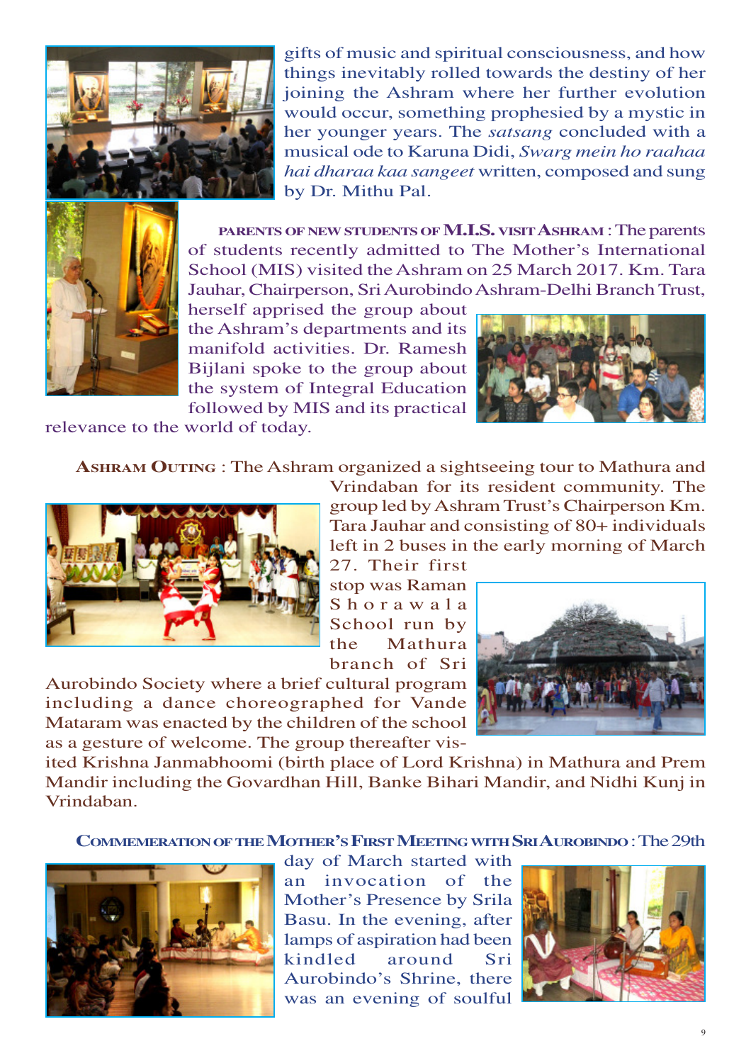gifts of music and spiritual consciousness, and how things inevitably rolled towards the destiny of her joining the Ashram where her further evolution would occur, something prophesied by a mystic in her younger years. The *satsang* concluded with a musical ode to Karuna Didi, *Swarg mein ho raahaa hai dharaa kaa sangeet* written, composed and sung by Dr. Mithu Pal.

**PARENTS OF NEW STUDENTS OF M.I.S. VISIT ASHRAM** : The parents of students recently admitted to The Mother's International School (MIS) visited the Ashram on 25 March 2017. Km. Tara Jauhar, Chairperson, Sri Aurobindo Ashram-Delhi Branch Trust, herself apprised the group about the Ashram's departments and its manifold activities. Dr. Ramesh Bijlani spoke to the group about the system of Integral Education followed by MIS and its practical relevance to the world of today.

**ASHRAM OUTING** : The Ashram organized a sightseeing tour to Mathura and Vrindaban for its resident community. The group led by Ashram Trust's Chairperson Km. Tara Jauhar and consisting of 80+ individuals left in 2 buses in the early morning of March 27. Their first stop was Raman Shorawala School run by the Mathura branch of Sri Aurobindo Society where a brief cultural program including a dance choreographed for Vande Mataram was enacted by the children of the school as a gesture of welcome. The group thereafter visited Krishna Janmabhoomi (birth place of Lord Krishna) in Mathura and Prem Mandir including the Govardhan Hill, Banke Bihari Mandir, and Nidhi Kunj in Vrindaban.

**COMMEMERATION OF THE MOTHER'S FIRST MEETING WITH SRI AUROBINDO** : The 29th day of March started with an invocation of the Mother's Presence by Srila Basu. In the evening, after lamps of aspiration had been kindled around Sri Aurobindo's Shrine, there was an evening of soulful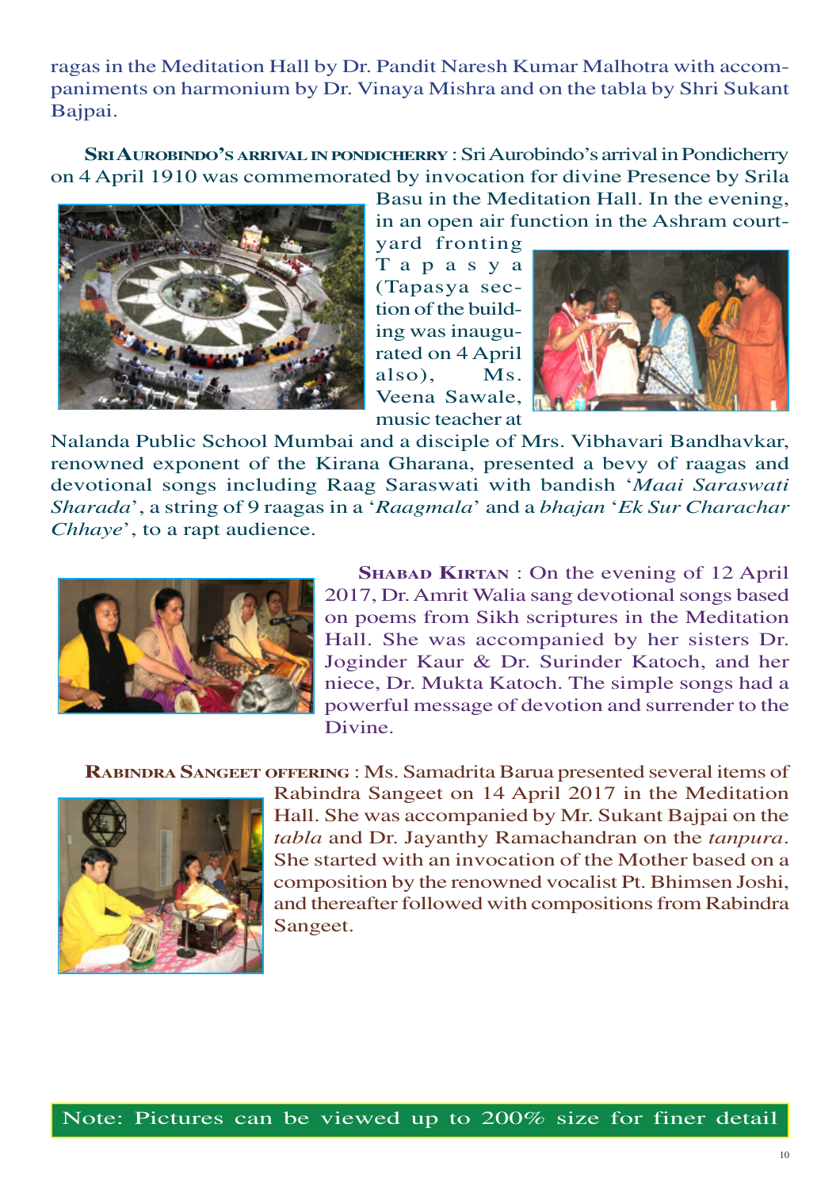ragas in the Meditation Hall by Dr. Pandit Naresh Kumar Malhotra with accompaniments on harmonium by Dr. Vinaya Mishra and on the tabla by Shri Sukant Bajpai.

**Sri Aurobindo's arrival in Pondicherry** : Sri Aurobindo's arrival in Pondicherry on 4 April 1910 was commemorated by invocation for divine Presence by Srila Basu in the Meditation Hall. In the evening, in an open air function in the Ashram courtyard fronting Tapasya (Tapasya section of the building was inaugurated on 4 April also), Ms. Veena Sawale, music teacher at Nalanda Public School Mumbai and a disciple of Mrs. Vibhavari Bandhavkar, renowned exponent of the Kirana Gharana, presented a bevy of raagas and devotional songs including Raag Saraswati with bandish '*Maai Saraswati Sharada*', a string of 9 raagas in a '*Raagmala*' and a *bhajan* '*Ek Sur Charachar Chhaye*', to a rapt audience.

**Shabad Kirtan** : On the evening of 12 April 2017, Dr. Amrit Walia sang devotional songs based on poems from Sikh scriptures in the Meditation Hall. She was accompanied by her sisters Dr. Joginder Kaur & Dr. Surinder Katoch, and her niece, Dr. Mukta Katoch. The simple songs had a powerful message of devotion and surrender to the Divine.

**Rabindra Sangeet offering** : Ms. Samadrita Barua presented several items of Rabindra Sangeet on 14 April 2017 in the Meditation Hall. She was accompanied by Mr. Sukant Bajpai on the *tabla* and Dr. Jayanthy Ramachandran on the *tanpura*. She started with an invocation of the Mother based on a composition by the renowned vocalist Pt. Bhimsen Joshi, and thereafter followed with compositions from Rabindra Sangeet.

Note: Pictures can be viewed up to 200% size for finer detail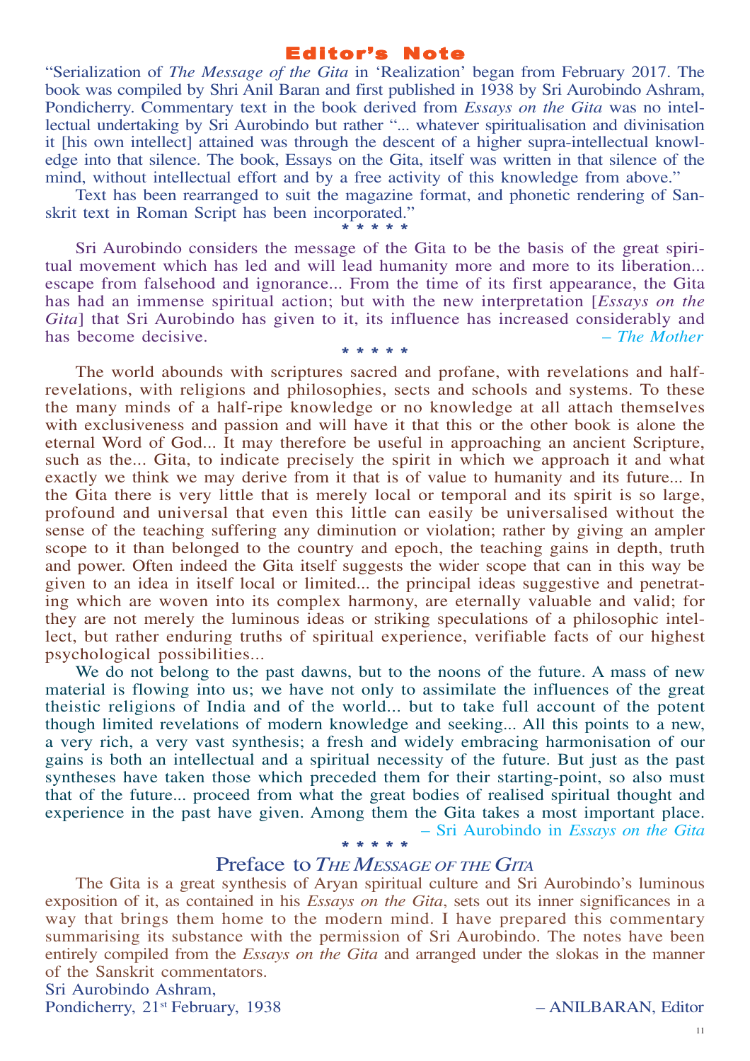## Editor's Note

"Serialization of *The Message of the Gita* in 'Realization' began from February 2017. The book was compiled by Shri Anil Baran and first published in 1938 by Sri Aurobindo Ashram, Pondicherry. Commentary text in the book derived from *Essays on the Gita* was no intellectual undertaking by Sri Aurobindo but rather "... whatever spiritualisation and divinisation it [his own intellect] attained was through the descent of a higher supra-intellectual knowledge into that silence. The book, Essays on the Gita, itself was written in that silence of the mind, without intellectual effort and by a free activity of this knowledge from above."

Text has been rearranged to suit the magazine format, and phonetic rendering of Sanskrit text in Roman Script has been incorporated."

\* \* \* \* \*

Sri Aurobindo considers the message of the Gita to be the basis of the great spiritual movement which has led and will lead humanity more and more to its liberation... escape from falsehood and ignorance... From the time of its first appearance, the Gita has had an immense spiritual action; but with the new interpretation [*Essays on the Gita*] that Sri Aurobindo has given to it, its influence has increased considerably and has become decisive. – *The Mother*

\* \* \* \* \*

The world abounds with scriptures sacred and profane, with revelations and half-revelations, with religions and philosophies, sects and schools and systems. To these the many minds of a half-ripe knowledge or no knowledge at all attach themselves with exclusiveness and passion and will have it that this or the other book is alone the eternal Word of God... It may therefore be useful in approaching an ancient Scripture, such as the... Gita, to indicate precisely the spirit in which we approach it and what exactly we think we may derive from it that is of value to humanity and its future... In the Gita there is very little that is merely local or temporal and its spirit is so large, profound and universal that even this little can easily be universalised without the sense of the teaching suffering any diminution or violation; rather by giving an ampler scope to it than belonged to the country and epoch, the teaching gains in depth, truth and power. Often indeed the Gita itself suggests the wider scope that can in this way be given to an idea in itself local or limited... the principal ideas suggestive and penetrating which are woven into its complex harmony, are eternally valuable and valid; for they are not merely the luminous ideas or striking speculations of a philosophic intellect, but rather enduring truths of spiritual experience, verifiable facts of our highest psychological possibilities...

We do not belong to the past dawns, but to the noons of the future. A mass of new material is flowing into us; we have not only to assimilate the influences of the great theistic religions of India and of the world... but to take full account of the potent though limited revelations of modern knowledge and seeking... All this points to a new, a very rich, a very vast synthesis; a fresh and widely embracing harmonisation of our gains is both an intellectual and a spiritual necessity of the future. But just as the past syntheses have taken those which preceded them for their starting-point, so also must that of the future... proceed from what the great bodies of realised spiritual thought and experience in the past have given. Among them the Gita takes a most important place.

– Sri Aurobindo in *Essays on the Gita*

\* \* \* \* \*

## Preface to *The Message of the Gita*

The Gita is a great synthesis of Aryan spiritual culture and Sri Aurobindo's luminous exposition of it, as contained in his *Essays on the Gita*, sets out its inner significances in a way that brings them home to the modern mind. I have prepared this commentary summarising its substance with the permission of Sri Aurobindo. The notes have been entirely compiled from the *Essays on the Gita* and arranged under the slokas in the manner of the Sanskrit commentators.

Sri Aurobindo Ashram,
Pondicherry, 21st February, 1938 – ANILBARAN, Editor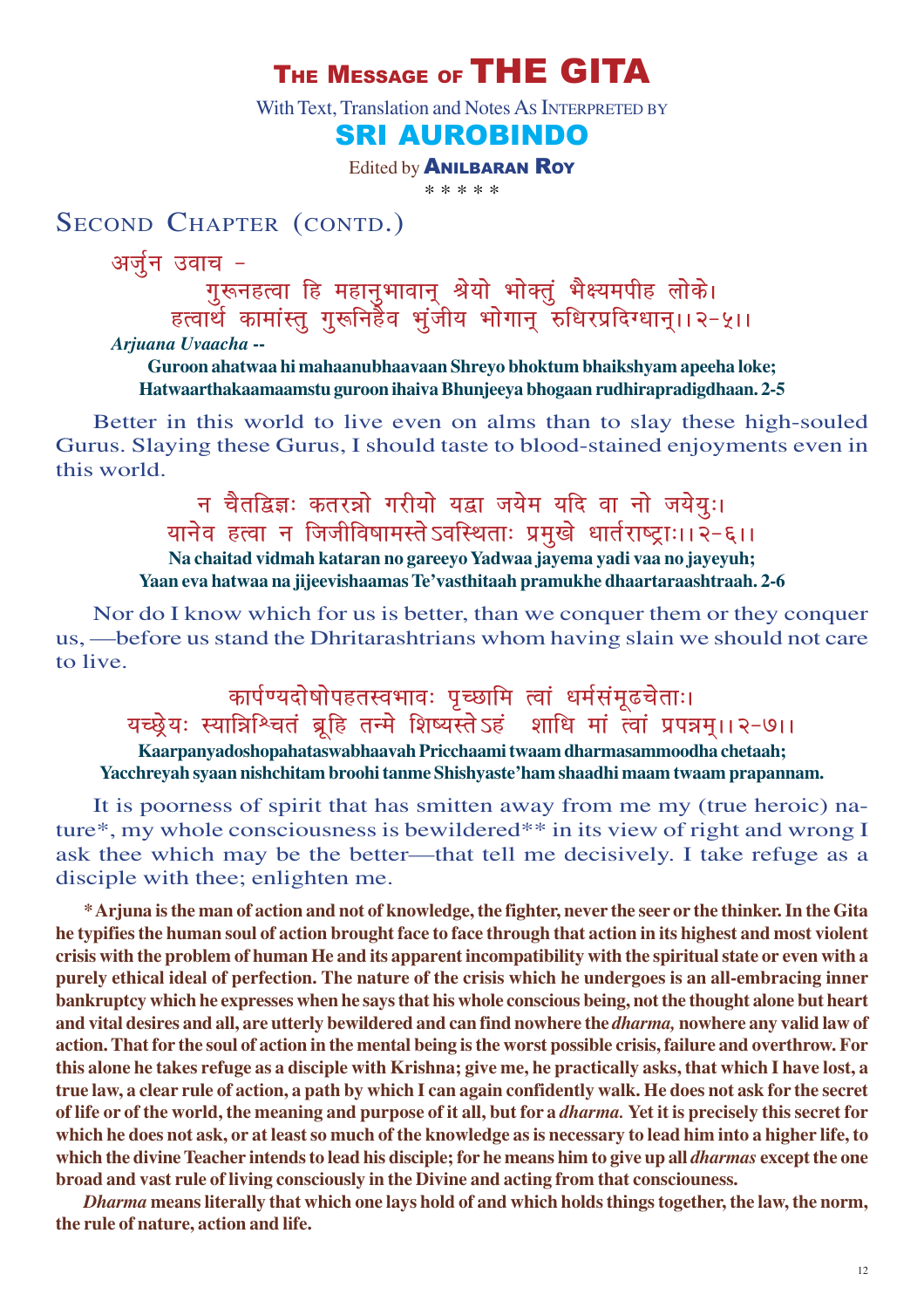# THE MESSAGE OF THE GITA

With Text, Translation and Notes As INTERPRETED BY

## SRI AUROBINDO

Edited by **ANILBARAN ROY**

\* \* \* \* \*

## SECOND CHAPTER (CONTD.)

अर्जुन उवाच -

गुरूनहत्वा हि महानुभावान् श्रेयो भोक्तुं भैक्ष्यमपीह लोके।
हत्वार्थ कामांस्तु गुरूनिहैव भुंजीय भोगान् रुधिरप्रदिग्धान्।।२-५।।

***Arjuana Uvaacha --***

**Guroon ahatwaa hi mahaanubhaavaan Shreyo bhoktum bhaikshyam apeeha loke;
Hatwaarthakaamaamstu guroon ihaiva Bhunjeeya bhogaan rudhirapradigdhaan. 2-5**

Better in this world to live even on alms than to slay these high-souled Gurus. Slaying these Gurus, I should taste to blood-stained enjoyments even in this world.

न चैतद्विद्मः कतरन्नो गरीयो यद्वा जयेम यदि वा नो जयेयुः।
यानेव हत्वा न जिजीविषामस्तेऽवस्थिताः प्रमुखे धार्तराष्ट्राः।।२-६।।

**Na chaitad vidmah kataran no gareeyo Yadwaa jayema yadi vaa no jayeyuh;
Yaan eva hatwaa na jijeevishaamas Te'vasthitaah pramukhe dhaartaraashtraah. 2-6**

Nor do I know which for us is better, than we conquer them or they conquer us, —before us stand the Dhritarashtrians whom having slain we should not care to live.

कार्पण्यदोषोपहतस्वभावः पृच्छामि त्वां धर्मसंमूढचेताः।
यच्छ्रेयः स्यान्निश्चितं ब्रूहि तन्मे शिष्यस्तेऽहं शाधि मां त्वां प्रपन्नम्।।२-७।।

**Kaarpanyadoshopahataswabhaavah Pricchaami twaam dharmasammoodha chetaah;
Yacchreyah syaan nishchitam broohi tanme Shishyaste'ham shaadhi maam twaam prapannam.**

It is poorness of spirit that has smitten away from me my (true heroic) nature\*, my whole consciousness is bewildered\*\* in its view of right and wrong I ask thee which may be the better—that tell me decisively. I take refuge as a disciple with thee; enlighten me.

**\* Arjuna is the man of action and not of knowledge, the fighter, never the seer or the thinker. In the Gita he typifies the human soul of action brought face to face through that action in its highest and most violent crisis with the problem of human He and its apparent incompatibility with the spiritual state or even with a purely ethical ideal of perfection. The nature of the crisis which he undergoes is an all-embracing inner bankruptcy which he expresses when he says that his whole conscious being, not the thought alone but heart and vital desires and all, are utterly bewildered and can find nowhere the *dharma,* nowhere any valid law of action. That for the soul of action in the mental being is the worst possible crisis, failure and overthrow. For this alone he takes refuge as a disciple with Krishna; give me, he practically asks, that which I have lost, a true law, a clear rule of action, a path by which I can again confidently walk. He does not ask for the secret of life or of the world, the meaning and purpose of it all, but for a *dharma.* Yet it is precisely this secret for which he does not ask, or at least so much of the knowledge as is necessary to lead him into a higher life, to which the divine Teacher intends to lead his disciple; for he means him to give up all *dharmas* except the one broad and vast rule of living consciously in the Divine and acting from that consciouness.**

***Dharma* means literally that which one lays hold of and which holds things together, the law, the norm, the rule of nature, action and life.**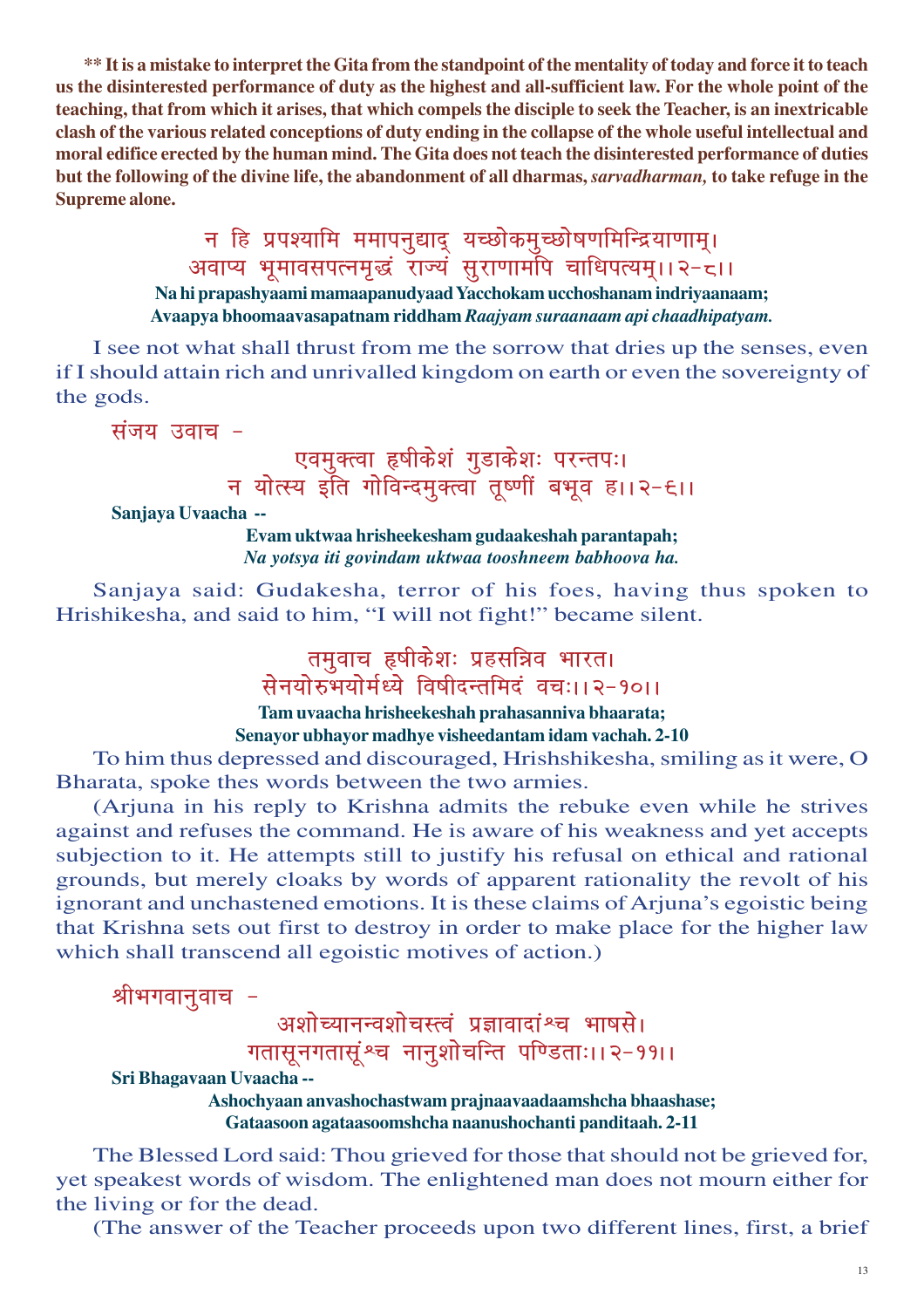**\*\* It is a mistake to interpret the Gita from the standpoint of the mentality of today and force it to teach us the disinterested performance of duty as the highest and all-sufficient law. For the whole point of the teaching, that from which it arises, that which compels the disciple to seek the Teacher, is an inextricable clash of the various related conceptions of duty ending in the collapse of the whole useful intellectual and moral edifice erected by the human mind. The Gita does not teach the disinterested performance of duties but the following of the divine life, the abandonment of all dharmas, *sarvadharman,* to take refuge in the Supreme alone.**

न हि प्रपश्यामि ममापनुद्याद् यच्छोकमुच्छोषणमिन्द्रियाणाम्।
अवाप्य भूमावसपत्नमृद्धं राज्यं सुराणामपि चाधिपत्यम्।।२-८।।

**Na hi prapashyaami mamaapanudyaad Yacchokam ucchoshanam indriyaanaam;**
**Avaapya bhoomaavasapatnam riddham *Raajyam suraanaam api chaadhipatyam.***

I see not what shall thrust from me the sorrow that dries up the senses, even if I should attain rich and unrivalled kingdom on earth or even the sovereignty of the gods.

संजय उवाच -

एवमुक्त्वा हृषीकेशं गुडाकेशः परन्तपः।
न योत्स्य इति गोविन्दमुक्त्वा तूष्णीं बभूव ह।।२-६।।

**Sanjaya Uvaacha --**

**Evam uktwaa hrisheekesham gudaakeshah parantapah;**
***Na yotsya iti govindam uktwaa tooshneem babhoova ha.***

Sanjaya said: Gudakesha, terror of his foes, having thus spoken to Hrishikesha, and said to him, "I will not fight!" became silent.

तमुवाच हृषीकेशः प्रहसन्निव भारत।
सेनयोरुभयोर्मध्ये विषीदन्तमिदं वचः।।२-१०।।

**Tam uvaacha hrisheekeshah prahasanniva bhaarata;**
**Senayor ubhayor madhye visheedantam idam vachah. 2-10**

To him thus depressed and discouraged, Hrishshikesha, smiling as it were, O Bharata, spoke thes words between the two armies.

(Arjuna in his reply to Krishna admits the rebuke even while he strives against and refuses the command. He is aware of his weakness and yet accepts subjection to it. He attempts still to justify his refusal on ethical and rational grounds, but merely cloaks by words of apparent rationality the revolt of his ignorant and unchastened emotions. It is these claims of Arjuna's egoistic being that Krishna sets out first to destroy in order to make place for the higher law which shall transcend all egoistic motives of action.)

श्रीभगवानुवाच -

अशोच्यानन्वशोचस्त्वं प्रज्ञावादांश्च भाषसे।
गतासूनगतासूंश्च नानुशोचन्ति पण्डिताः।।२-११।।

**Sri Bhagavaan Uvaacha --**

**Ashochyaan anvashochastwam prajnaavaadaamshcha bhaashase;**
**Gataasoon agataasoomshcha naanushochanti panditaah. 2-11**

The Blessed Lord said: Thou grieved for those that should not be grieved for, yet speakest words of wisdom. The enlightened man does not mourn either for the living or for the dead.

(The answer of the Teacher proceeds upon two different lines, first, a brief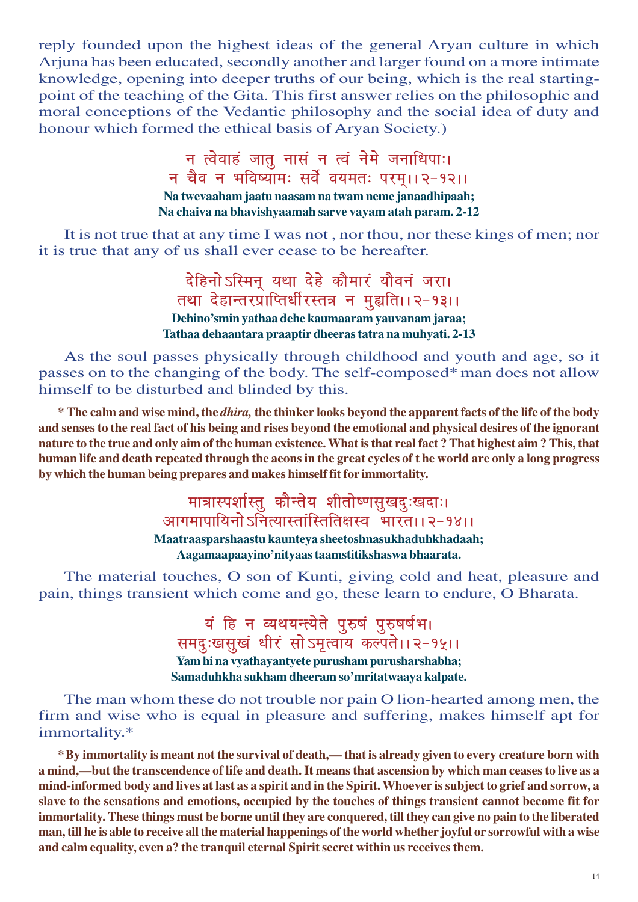reply founded upon the highest ideas of the general Aryan culture in which Arjuna has been educated, secondly another and larger found on a more intimate knowledge, opening into deeper truths of our being, which is the real starting-point of the teaching of the Gita. This first answer relies on the philosophic and moral conceptions of the Vedantic philosophy and the social idea of duty and honour which formed the ethical basis of Aryan Society.)

न त्वेवाहं जातु नासं न त्वं नेमे जनाधिपाः।
न चैव न भविष्यामः सर्वे वयमतः परम्।।२-१२।।

**Na twevaaham jaatu naasam na twam neme janaadhipaah;**
**Na chaiva na bhavishyaamah sarve vayam atah param. 2-12**

It is not true that at any time I was not , nor thou, nor these kings of men; nor it is true that any of us shall ever cease to be hereafter.

देहिनोऽस्मिन् यथा देहे कौमारं यौवनं जरा।
तथा देहान्तरप्राप्तिर्धीरस्तत्र न मुह्यति।।२-१३।।

**Dehino'smin yathaa dehe kaumaaram yauvanam jaraa;**
**Tathaa dehaantara praaptir dheeras tatra na muhyati. 2-13**

As the soul passes physically through childhood and youth and age, so it passes on to the changing of the body. The self-composed* man does not allow himself to be disturbed and blinded by this.

**\* The calm and wise mind, the *dhira,* the thinker looks beyond the apparent facts of the life of the body and senses to the real fact of his being and rises beyond the emotional and physical desires of the ignorant nature to the true and only aim of the human existence. What is that real fact ? That highest aim ? This, that human life and death repeated through the aeons in the great cycles of t he world are only a long progress by which the human being prepares and makes himself fit for immortality.**

मात्रास्पर्शास्तु कौन्तेय शीतोष्णसुखदुःखदाः।
आगमापायिनोऽनित्यास्तांस्तितिक्षस्व भारत।।२-१४।।

**Maatrasparshaastu kaunteya sheetoshnasukhaduhkhadaah;**
**Aagamaapaayino'nityaas taamstitikshaswa bhaarata.**

The material touches, O son of Kunti, giving cold and heat, pleasure and pain, things transient which come and go, these learn to endure, O Bharata.

यं हि न व्यथयन्त्येते पुरुषं पुरुषर्षभ।
समदुःखसुखं धीरं सोऽमृत्वाय कल्पते।।२-१५।।

**Yam hi na vyathayantyete purusham purusharshabha;**
**Samaduhkha sukham dheeram so'mritatwaaya kalpate.**

The man whom these do not trouble nor pain O lion-hearted among men, the firm and wise who is equal in pleasure and suffering, makes himself apt for immortality.*

**\*By immortality is meant not the survival of death,— that is already given to every creature born with a mind,—but the transcendence of life and death. It means that ascension by which man ceases to live as a mind-informed body and lives at last as a spirit and in the Spirit. Whoever is subject to grief and sorrow, a slave to the sensations and emotions, occupied by the touches of things transient cannot become fit for immortality. These things must be borne until they are conquered, till they can give no pain to the liberated man, till he is able to receive all the material happenings of the world whether joyful or sorrowful with a wise and calm equality, even a? the tranquil eternal Spirit secret within us receives them.**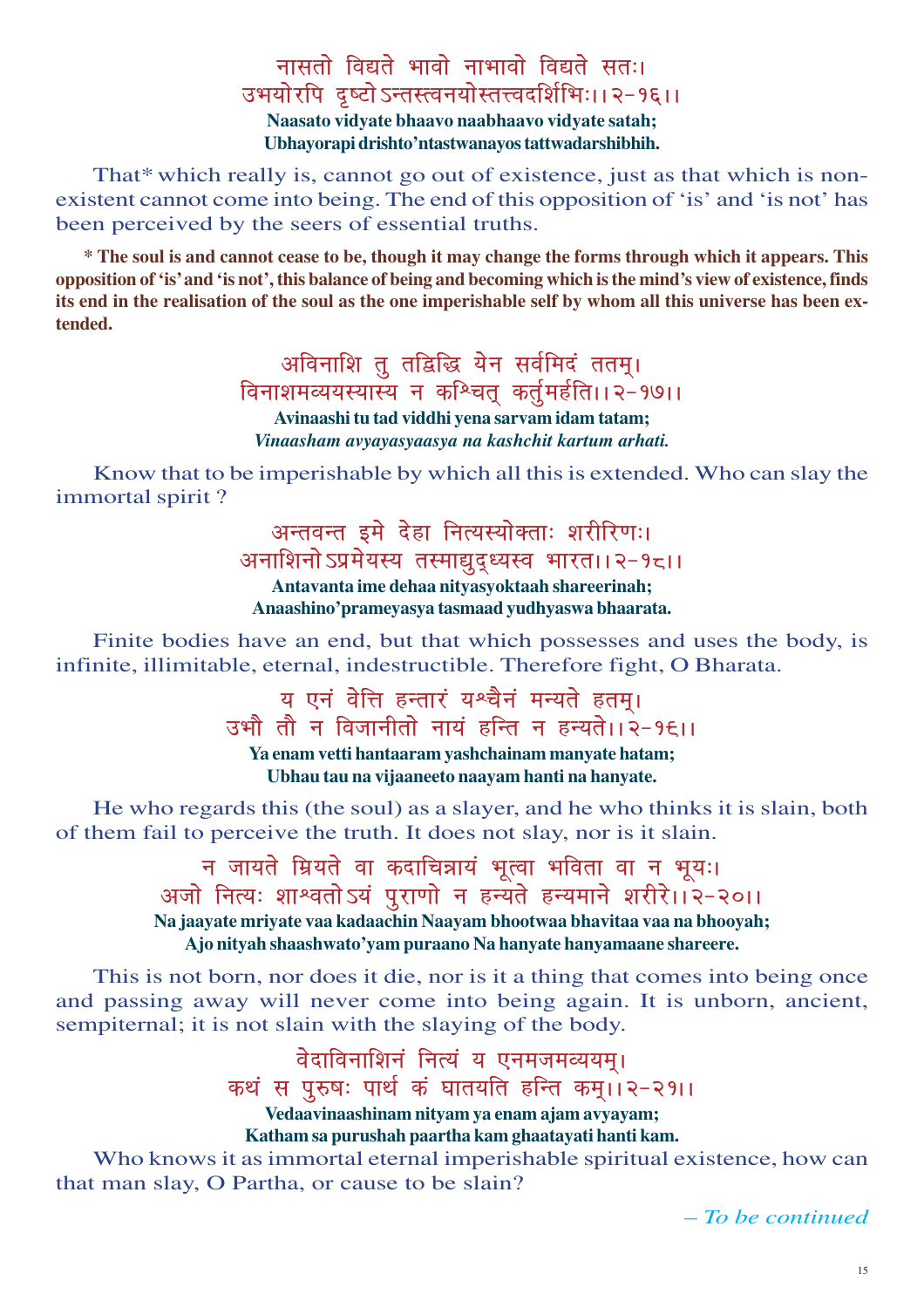नासतो विद्यते भावो नाभावो विद्यते सतः।
उभयोरपि दृष्टोऽन्तस्त्वनयोस्तत्त्वदर्शिभिः।।२-१६।।

**Naasato vidyate bhaavo naabhaavo vidyate satah;**
**Ubhayorapi drishto'ntastwanayos tattwadarshibhih.**

That* which really is, cannot go out of existence, just as that which is non-existent cannot come into being. The end of this opposition of 'is' and 'is not' has been perceived by the seers of essential truths.

**\* The soul is and cannot cease to be, though it may change the forms through which it appears. This opposition of 'is' and 'is not', this balance of being and becoming which is the mind's view of existence, finds its end in the realisation of the soul as the one imperishable self by whom all this universe has been extended.**

अविनाशि तु तद्विद्धि येन सर्वमिदं ततम्।
विनाशमव्ययस्यास्य न कश्चित् कर्तुमर्हति।।२-१७।।

**Avinaashi tu tad viddhi yena sarvam idam tatam;**
***Vinaasham avyayasyaasya na kashchit kartum arhati.***

Know that to be imperishable by which all this is extended. Who can slay the immortal spirit ?

अन्तवन्त इमे देहा नित्यस्योक्ताः शरीरिणः।
अनाशिनोऽप्रमेयस्य तस्माद्युद्ध्यस्व भारत।।२-१८।।

**Antavanta ime dehaa nityasyoktaah shareerinah;**
**Anaashino'prameyasya tasmaad yudhyaswa bhaarata.**

Finite bodies have an end, but that which possesses and uses the body, is infinite, illimitable, eternal, indestructible. Therefore fight, O Bharata.

य एनं वेत्ति हन्तारं यश्चैनं मन्यते हतम्।
उभौ तौ न विजानीतो नायं हन्ति न हन्यते।।२-१९।।

**Ya enam vetti hantaaram yashchainam manyate hatam;**
**Ubhau tau na vijaaneeto naayam hanti na hanyate.**

He who regards this (the soul) as a slayer, and he who thinks it is slain, both of them fail to perceive the truth. It does not slay, nor is it slain.

न जायते म्रियते वा कदाचिन्नायं भूत्वा भविता वा न भूयः।
अजो नित्यः शाश्वतोऽयं पुराणो न हन्यते हन्यमाने शरीरे।।२-२०।।

**Na jaayate mriyate vaa kadaachin Naayam bhootwaa bhavitaa vaa na bhooyah;**
**Ajo nityah shaashwato'yam puraano Na hanyate hanyamaane shareere.**

This is not born, nor does it die, nor is it a thing that comes into being once and passing away will never come into being again. It is unborn, ancient, sempiternal; it is not slain with the slaying of the body.

वेदाविनाशिनं नित्यं य एनमजमव्ययम्।
कथं स पुरुषः पार्थ कं घातयति हन्ति कम्।।२-२१।।

**Vedaavinaashinam nityam ya enam ajam avyayam;**
**Katham sa purushah paartha kam ghaatayati hanti kam.**

Who knows it as immortal eternal imperishable spiritual existence, how can that man slay, O Partha, or cause to be slain?

*– To be continued*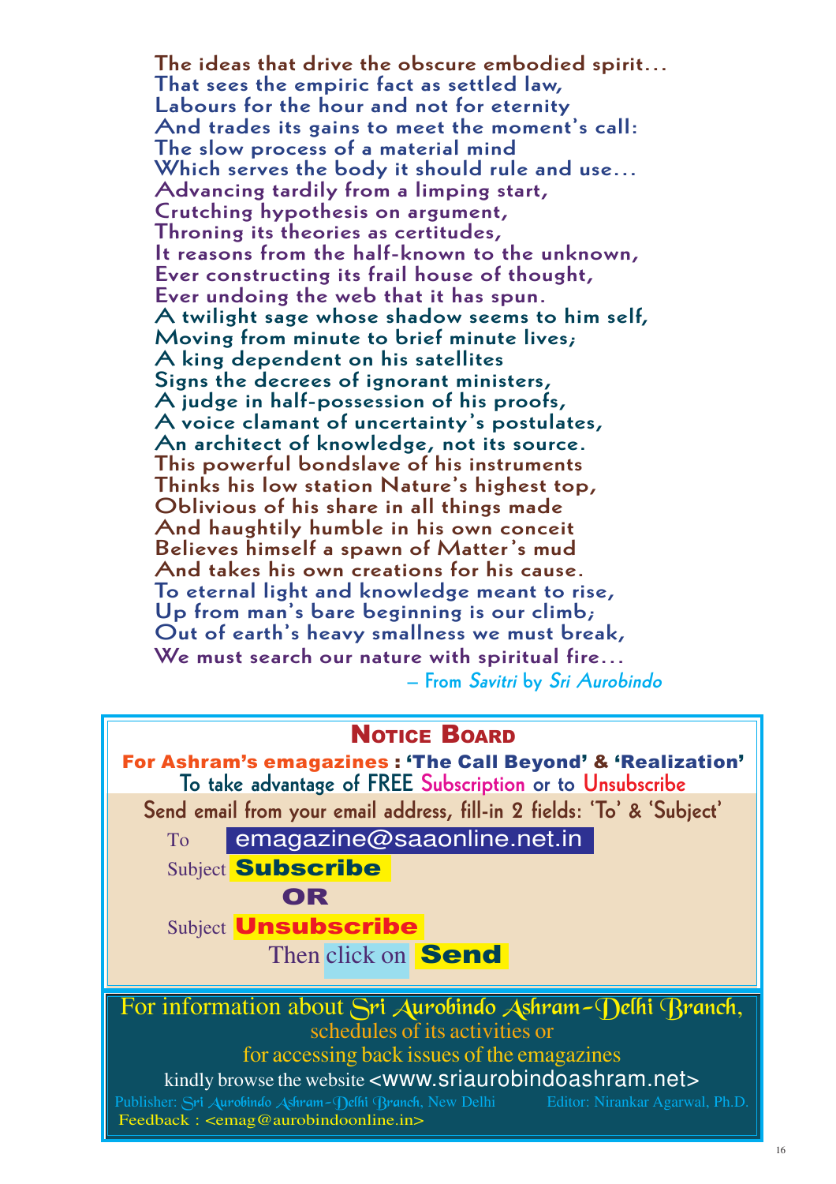The ideas that drive the obscure embodied spirit...
That sees the empiric fact as settled law,
Labours for the hour and not for eternity
And trades its gains to meet the moment's call:
The slow process of a material mind
Which serves the body it should rule and use...
Advancing tardily from a limping start,
Crutching hypothesis on argument,
Throning its theories as certitudes,
It reasons from the half-known to the unknown,
Ever constructing its frail house of thought,
Ever undoing the web that it has spun.
A twilight sage whose shadow seems to him self,
Moving from minute to brief minute lives;
A king dependent on his satellites
Signs the decrees of ignorant ministers,
A judge in half-possession of his proofs,
A voice clamant of uncertainty's postulates,
An architect of knowledge, not its source.
This powerful bondslave of his instruments
Thinks his low station Nature's highest top,
Oblivious of his share in all things made
And haughtily humble in his own conceit
Believes himself a spawn of Matter's mud
And takes his own creations for his cause.
To eternal light and knowledge meant to rise,
Up from man's bare beginning is our climb;
Out of earth's heavy smallness we must break,
We must search our nature with spiritual fire...

— From *Savitri* by *Sri Aurobindo*

## Notice Board

**For Ashram's emagazines : 'The Call Beyond' & 'Realization'**

To take advantage of FREE Subscription or to Unsubscribe

Send email from your email address, fill-in 2 fields: 'To' & 'Subject'

To emagazine@saaonline.net.in

Subject **Subscribe**

**OR**

Subject **Unsubscribe**

Then click on **Send**

For information about Sri Aurobindo Ashram-Delhi Branch, schedules of its activities or for accessing back issues of the emagazines kindly browse the website <www.sriaurobindoashram.net>

Publisher: Sri Aurobindo Ashram-Delhi Branch, New Delhi     Editor: Nirankar Agarwal, Ph.D.

Feedback : <emag@aurobindoonline.in>